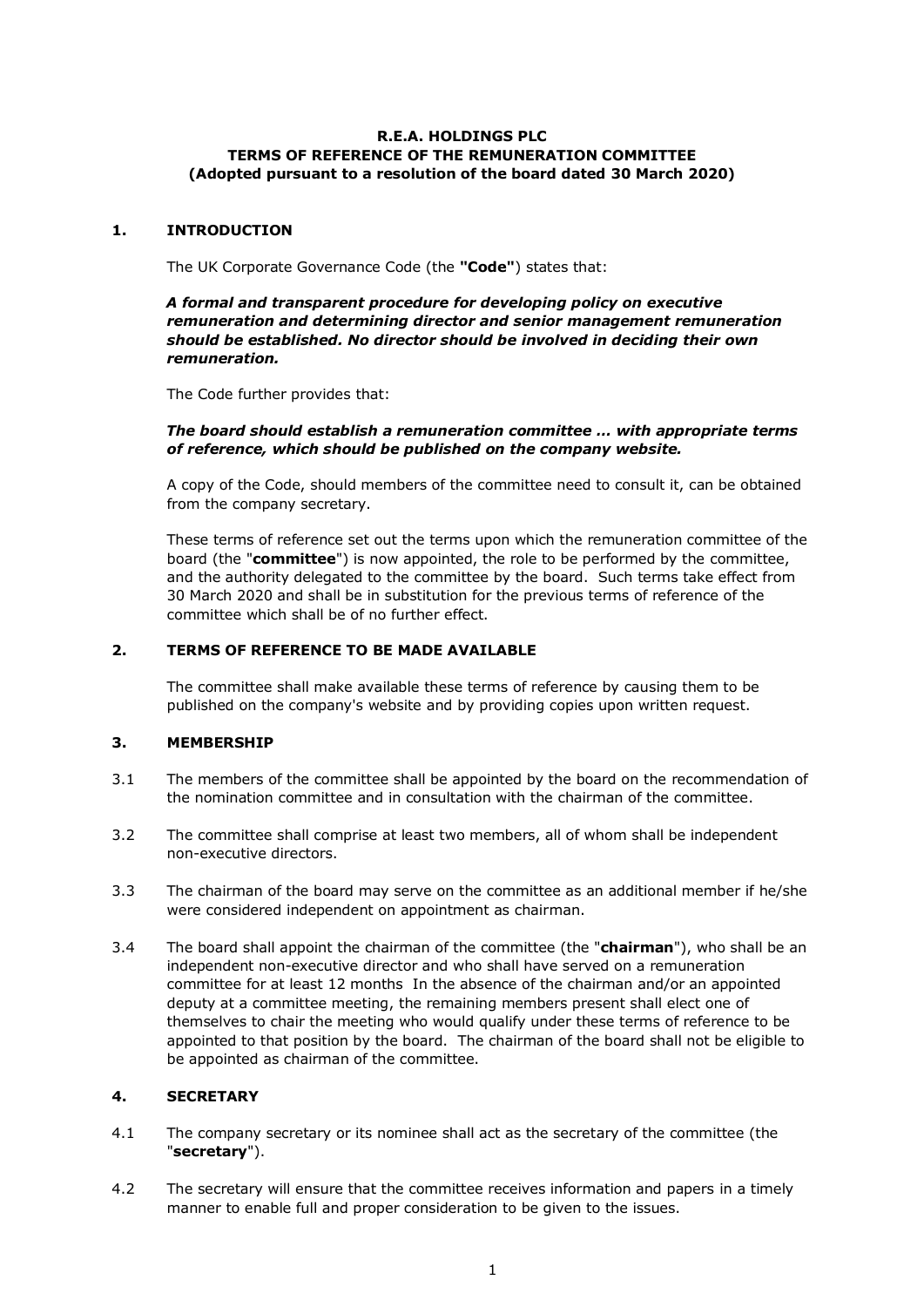**R.E.A. HOLDINGS PLC**
**TERMS OF REFERENCE OF THE REMUNERATION COMMITTEE**
**(Adopted pursuant to a resolution of the board dated 30 March 2020)**

## 1. INTRODUCTION

The UK Corporate Governance Code (the **"Code"**) states that:

***A formal and transparent procedure for developing policy on executive remuneration and determining director and senior management remuneration should be established. No director should be involved in deciding their own remuneration.***

The Code further provides that:

***The board should establish a remuneration committee … with appropriate terms of reference, which should be published on the company website.***

A copy of the Code, should members of the committee need to consult it, can be obtained from the company secretary.

These terms of reference set out the terms upon which the remuneration committee of the board (the "**committee**") is now appointed, the role to be performed by the committee, and the authority delegated to the committee by the board. Such terms take effect from 30 March 2020 and shall be in substitution for the previous terms of reference of the committee which shall be of no further effect.

## 2. TERMS OF REFERENCE TO BE MADE AVAILABLE

The committee shall make available these terms of reference by causing them to be published on the company's website and by providing copies upon written request.

## 3. MEMBERSHIP

3.1 The members of the committee shall be appointed by the board on the recommendation of the nomination committee and in consultation with the chairman of the committee.

3.2 The committee shall comprise at least two members, all of whom shall be independent non-executive directors.

3.3 The chairman of the board may serve on the committee as an additional member if he/she were considered independent on appointment as chairman.

3.4 The board shall appoint the chairman of the committee (the "**chairman**"), who shall be an independent non-executive director and who shall have served on a remuneration committee for at least 12 months In the absence of the chairman and/or an appointed deputy at a committee meeting, the remaining members present shall elect one of themselves to chair the meeting who would qualify under these terms of reference to be appointed to that position by the board. The chairman of the board shall not be eligible to be appointed as chairman of the committee.

## 4. SECRETARY

4.1 The company secretary or its nominee shall act as the secretary of the committee (the "**secretary**").

4.2 The secretary will ensure that the committee receives information and papers in a timely manner to enable full and proper consideration to be given to the issues.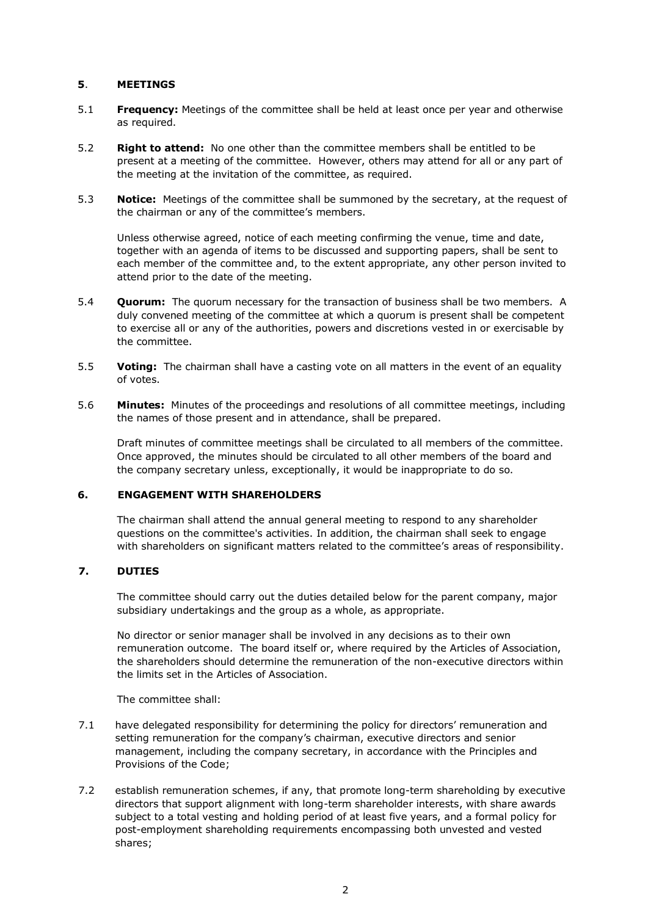## 5. MEETINGS

5.1 **Frequency:** Meetings of the committee shall be held at least once per year and otherwise as required.

5.2 **Right to attend:** No one other than the committee members shall be entitled to be present at a meeting of the committee. However, others may attend for all or any part of the meeting at the invitation of the committee, as required.

5.3 **Notice:** Meetings of the committee shall be summoned by the secretary, at the request of the chairman or any of the committee's members.

Unless otherwise agreed, notice of each meeting confirming the venue, time and date, together with an agenda of items to be discussed and supporting papers, shall be sent to each member of the committee and, to the extent appropriate, any other person invited to attend prior to the date of the meeting.

5.4 **Quorum:** The quorum necessary for the transaction of business shall be two members. A duly convened meeting of the committee at which a quorum is present shall be competent to exercise all or any of the authorities, powers and discretions vested in or exercisable by the committee.

5.5 **Voting:** The chairman shall have a casting vote on all matters in the event of an equality of votes.

5.6 **Minutes:** Minutes of the proceedings and resolutions of all committee meetings, including the names of those present and in attendance, shall be prepared.

Draft minutes of committee meetings shall be circulated to all members of the committee. Once approved, the minutes should be circulated to all other members of the board and the company secretary unless, exceptionally, it would be inappropriate to do so.

## 6. ENGAGEMENT WITH SHAREHOLDERS

The chairman shall attend the annual general meeting to respond to any shareholder questions on the committee's activities. In addition, the chairman shall seek to engage with shareholders on significant matters related to the committee's areas of responsibility.

## 7. DUTIES

The committee should carry out the duties detailed below for the parent company, major subsidiary undertakings and the group as a whole, as appropriate.

No director or senior manager shall be involved in any decisions as to their own remuneration outcome. The board itself or, where required by the Articles of Association, the shareholders should determine the remuneration of the non-executive directors within the limits set in the Articles of Association.

The committee shall:

7.1 have delegated responsibility for determining the policy for directors' remuneration and setting remuneration for the company's chairman, executive directors and senior management, including the company secretary, in accordance with the Principles and Provisions of the Code;

7.2 establish remuneration schemes, if any, that promote long-term shareholding by executive directors that support alignment with long-term shareholder interests, with share awards subject to a total vesting and holding period of at least five years, and a formal policy for post-employment shareholding requirements encompassing both unvested and vested shares;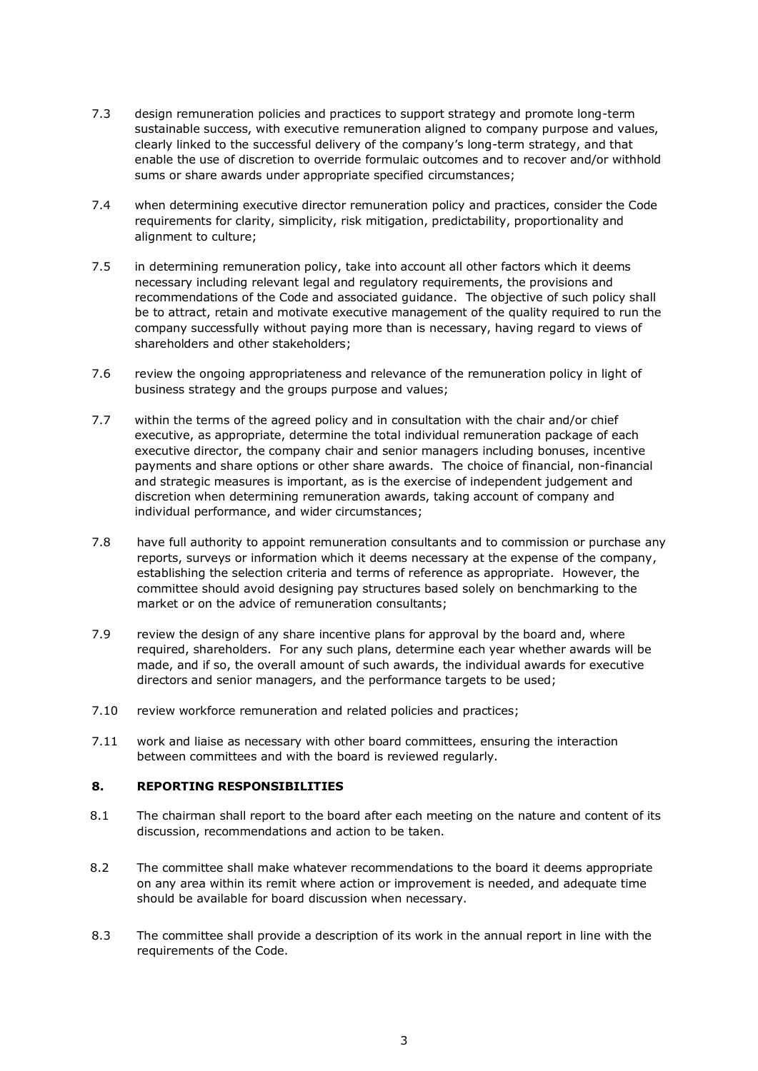7.3 design remuneration policies and practices to support strategy and promote long-term sustainable success, with executive remuneration aligned to company purpose and values, clearly linked to the successful delivery of the company's long-term strategy, and that enable the use of discretion to override formulaic outcomes and to recover and/or withhold sums or share awards under appropriate specified circumstances;

7.4 when determining executive director remuneration policy and practices, consider the Code requirements for clarity, simplicity, risk mitigation, predictability, proportionality and alignment to culture;

7.5 in determining remuneration policy, take into account all other factors which it deems necessary including relevant legal and regulatory requirements, the provisions and recommendations of the Code and associated guidance. The objective of such policy shall be to attract, retain and motivate executive management of the quality required to run the company successfully without paying more than is necessary, having regard to views of shareholders and other stakeholders;

7.6 review the ongoing appropriateness and relevance of the remuneration policy in light of business strategy and the groups purpose and values;

7.7 within the terms of the agreed policy and in consultation with the chair and/or chief executive, as appropriate, determine the total individual remuneration package of each executive director, the company chair and senior managers including bonuses, incentive payments and share options or other share awards. The choice of financial, non-financial and strategic measures is important, as is the exercise of independent judgement and discretion when determining remuneration awards, taking account of company and individual performance, and wider circumstances;

7.8 have full authority to appoint remuneration consultants and to commission or purchase any reports, surveys or information which it deems necessary at the expense of the company, establishing the selection criteria and terms of reference as appropriate. However, the committee should avoid designing pay structures based solely on benchmarking to the market or on the advice of remuneration consultants;

7.9 review the design of any share incentive plans for approval by the board and, where required, shareholders. For any such plans, determine each year whether awards will be made, and if so, the overall amount of such awards, the individual awards for executive directors and senior managers, and the performance targets to be used;

7.10 review workforce remuneration and related policies and practices;

7.11 work and liaise as necessary with other board committees, ensuring the interaction between committees and with the board is reviewed regularly.

## 8. REPORTING RESPONSIBILITIES

8.1 The chairman shall report to the board after each meeting on the nature and content of its discussion, recommendations and action to be taken.

8.2 The committee shall make whatever recommendations to the board it deems appropriate on any area within its remit where action or improvement is needed, and adequate time should be available for board discussion when necessary.

8.3 The committee shall provide a description of its work in the annual report in line with the requirements of the Code.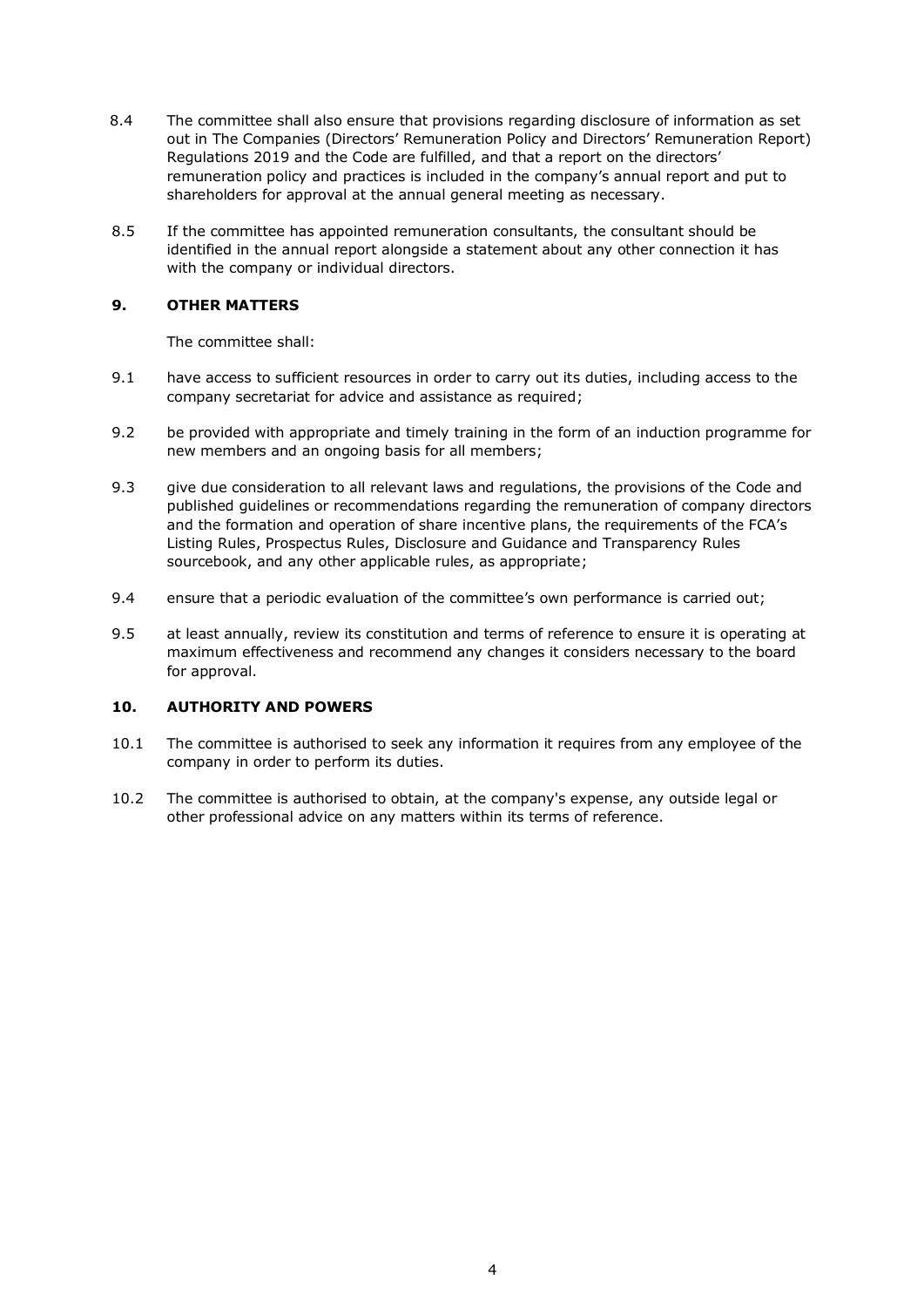8.4 The committee shall also ensure that provisions regarding disclosure of information as set out in The Companies (Directors' Remuneration Policy and Directors' Remuneration Report) Regulations 2019 and the Code are fulfilled, and that a report on the directors' remuneration policy and practices is included in the company's annual report and put to shareholders for approval at the annual general meeting as necessary.

8.5 If the committee has appointed remuneration consultants, the consultant should be identified in the annual report alongside a statement about any other connection it has with the company or individual directors.

## 9. OTHER MATTERS

The committee shall:

9.1 have access to sufficient resources in order to carry out its duties, including access to the company secretariat for advice and assistance as required;

9.2 be provided with appropriate and timely training in the form of an induction programme for new members and an ongoing basis for all members;

9.3 give due consideration to all relevant laws and regulations, the provisions of the Code and published guidelines or recommendations regarding the remuneration of company directors and the formation and operation of share incentive plans, the requirements of the FCA's Listing Rules, Prospectus Rules, Disclosure and Guidance and Transparency Rules sourcebook, and any other applicable rules, as appropriate;

9.4 ensure that a periodic evaluation of the committee's own performance is carried out;

9.5 at least annually, review its constitution and terms of reference to ensure it is operating at maximum effectiveness and recommend any changes it considers necessary to the board for approval.

## 10. AUTHORITY AND POWERS

10.1 The committee is authorised to seek any information it requires from any employee of the company in order to perform its duties.

10.2 The committee is authorised to obtain, at the company's expense, any outside legal or other professional advice on any matters within its terms of reference.